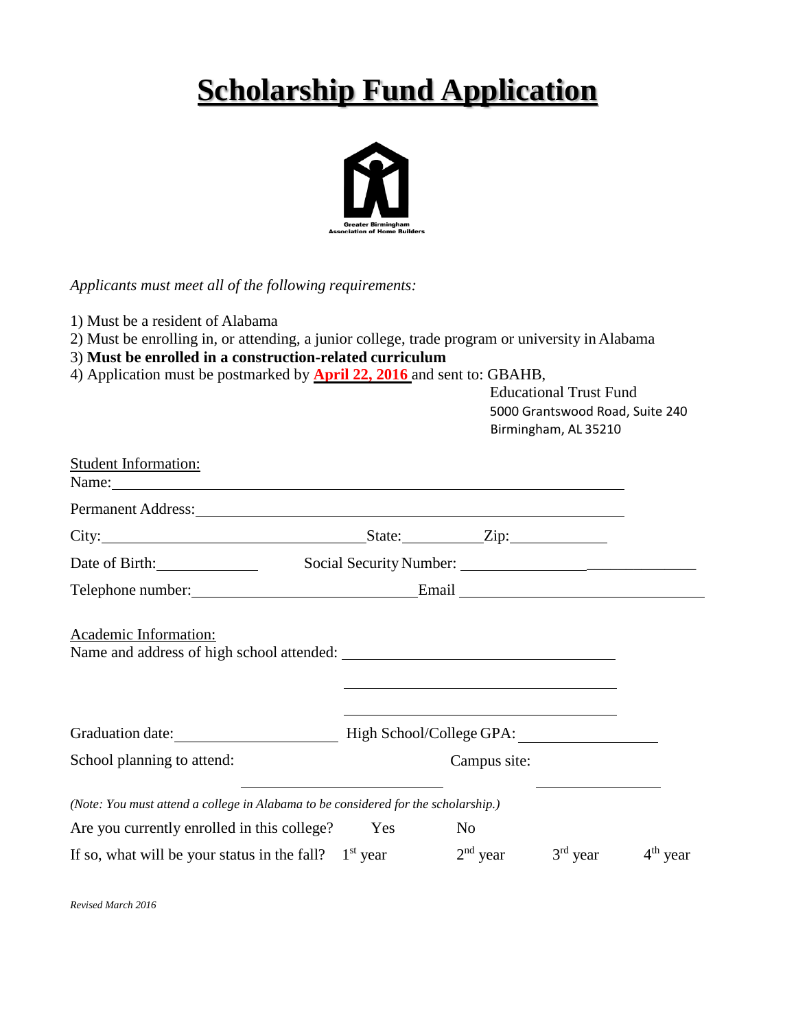# Scholarship Fund Application

Greater Birmingham Association of Home Builders

*Applicants must meet all of the following requirements:*

1) Must be a resident of Alabama
2) Must be enrolling in, or attending, a junior college, trade program or university in Alabama
3) **Must be enrolled in a construction-related curriculum**
4) Application must be postmarked by **April 22, 2016** and sent to: GBAHB,
   Educational Trust Fund
   5000 Grantswood Road, Suite 240
   Birmingham, AL 35210

Student Information:

Name: ____________________________________________

Permanent Address: ____________________________________________

City: ____________________ State: __________ Zip: ____________

Date of Birth: ____________ Social Security Number: ____________________

Telephone number: ____________________ Email ____________________

Academic Information:

Name and address of high school attended: ____________________

____________________

____________________

Graduation date: ____________________ High School/College GPA: ____________

School planning to attend: ____________________ Campus site: ____________

*(Note: You must attend a college in Alabama to be considered for the scholarship.)*

Are you currently enrolled in this college? Yes No

If so, what will be your status in the fall? 1st year 2nd year 3rd year 4th year

*Revised March 2016*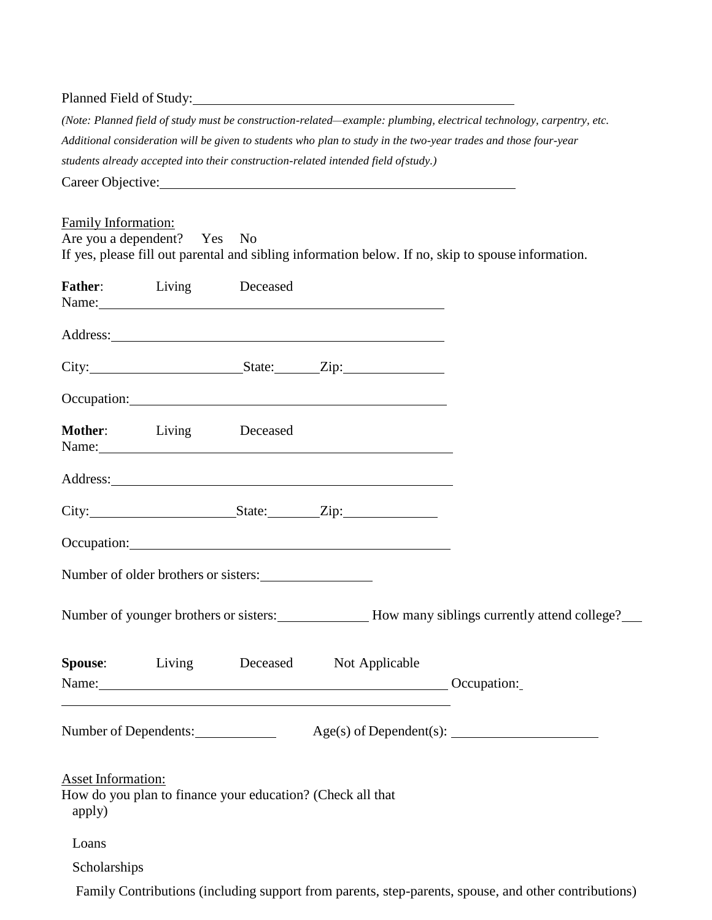Planned Field of Study: ______________________________________________

*(Note: Planned field of study must be construction-related—example: plumbing, electrical technology, carpentry, etc. Additional consideration will be given to students who plan to study in the two-year trades and those four-year students already accepted into their construction-related intended field of study.)*

Career Objective: ______________________________________________

Family Information:

Are you a dependent? Yes No

If yes, please fill out parental and sibling information below. If no, skip to spouse information.

**Father**: Living Deceased

Name: ______________________________________________

Address: ______________________________________________

City: ____________________ State: ______ Zip: ______________

Occupation: ______________________________________________

**Mother**: Living Deceased

Name: ______________________________________________

Address: ______________________________________________

City: ____________________ State: ______ Zip: ______________

Occupation: ______________________________________________

Number of older brothers or sisters: ______________

Number of younger brothers or sisters: ____________ How many siblings currently attend college? ___

**Spouse**: Living Deceased Not Applicable

Name: ______________________________________________ Occupation: ______________________________________________

Number of Dependents: __________ Age(s) of Dependent(s): ____________________

Asset Information:

How do you plan to finance your education? (Check all that apply)

Loans

Scholarships

Family Contributions (including support from parents, step-parents, spouse, and other contributions)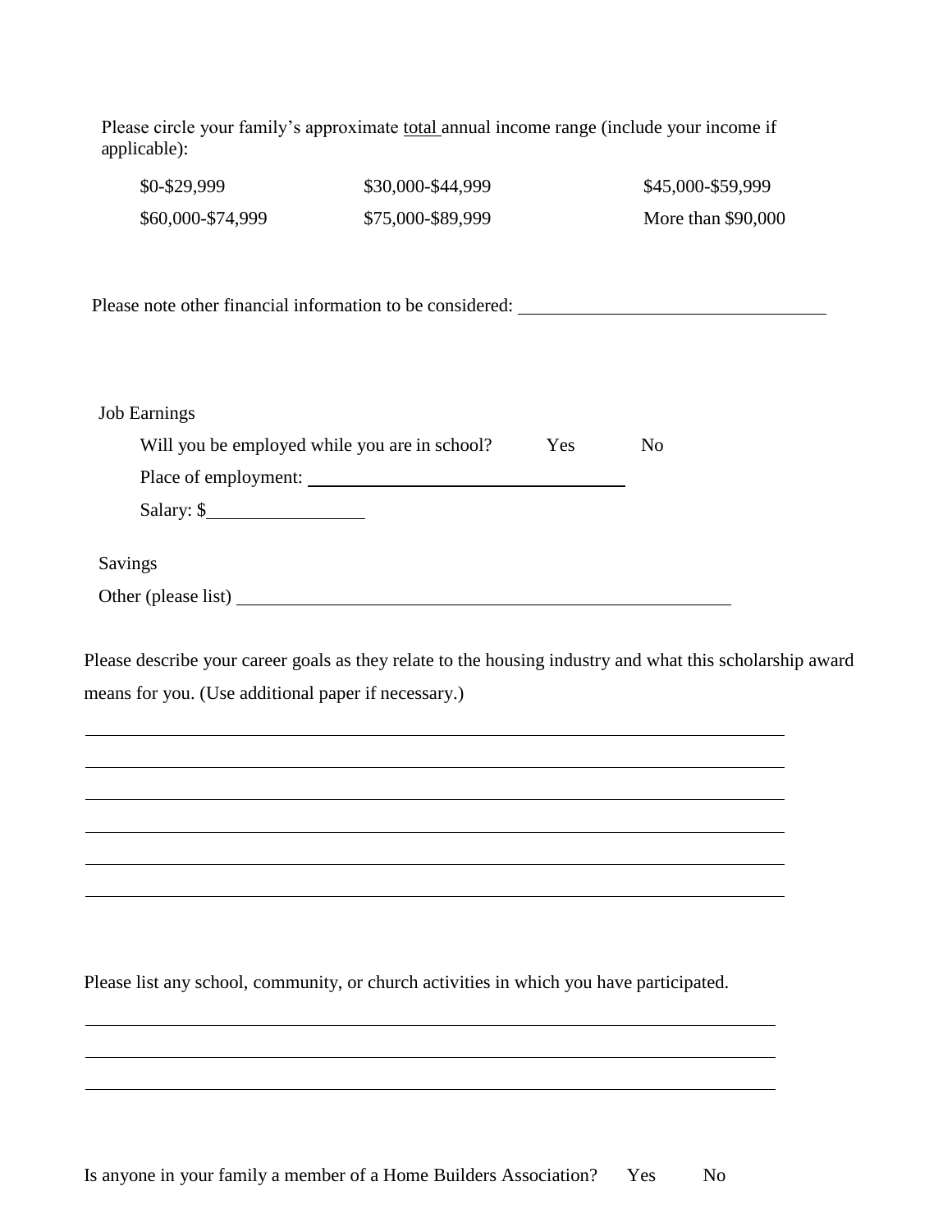Please circle your family's approximate total annual income range (include your income if applicable):

| | | |
|---|---|---|
| $0-$29,999 | $30,000-$44,999 | $45,000-$59,999 |
| $60,000-$74,999 | $75,000-$89,999 | More than $90,000 |

Please note other financial information to be considered: ________________________________

Job Earnings

Will you be employed while you are in school? Yes No

Place of employment: ________________________________

Salary: $________________

Savings

Other (please list) ____________________________________________________

Please describe your career goals as they relate to the housing industry and what this scholarship award means for you. (Use additional paper if necessary.)

____________________________________________________________________________

____________________________________________________________________________

____________________________________________________________________________

____________________________________________________________________________

____________________________________________________________________________

____________________________________________________________________________

Please list any school, community, or church activities in which you have participated.

____________________________________________________________________________

____________________________________________________________________________

____________________________________________________________________________

Is anyone in your family a member of a Home Builders Association? Yes No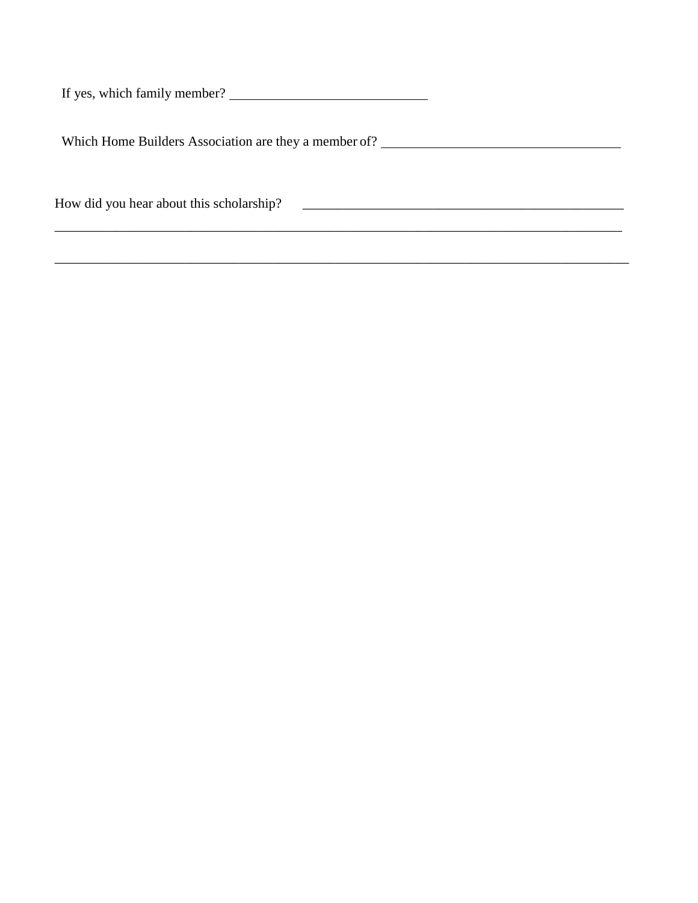If yes, which family member? ______________________________

Which Home Builders Association are they a member of? ____________________________________

How did you hear about this scholarship? _________________________________________________

_____________________________________________________________________________________

_____________________________________________________________________________________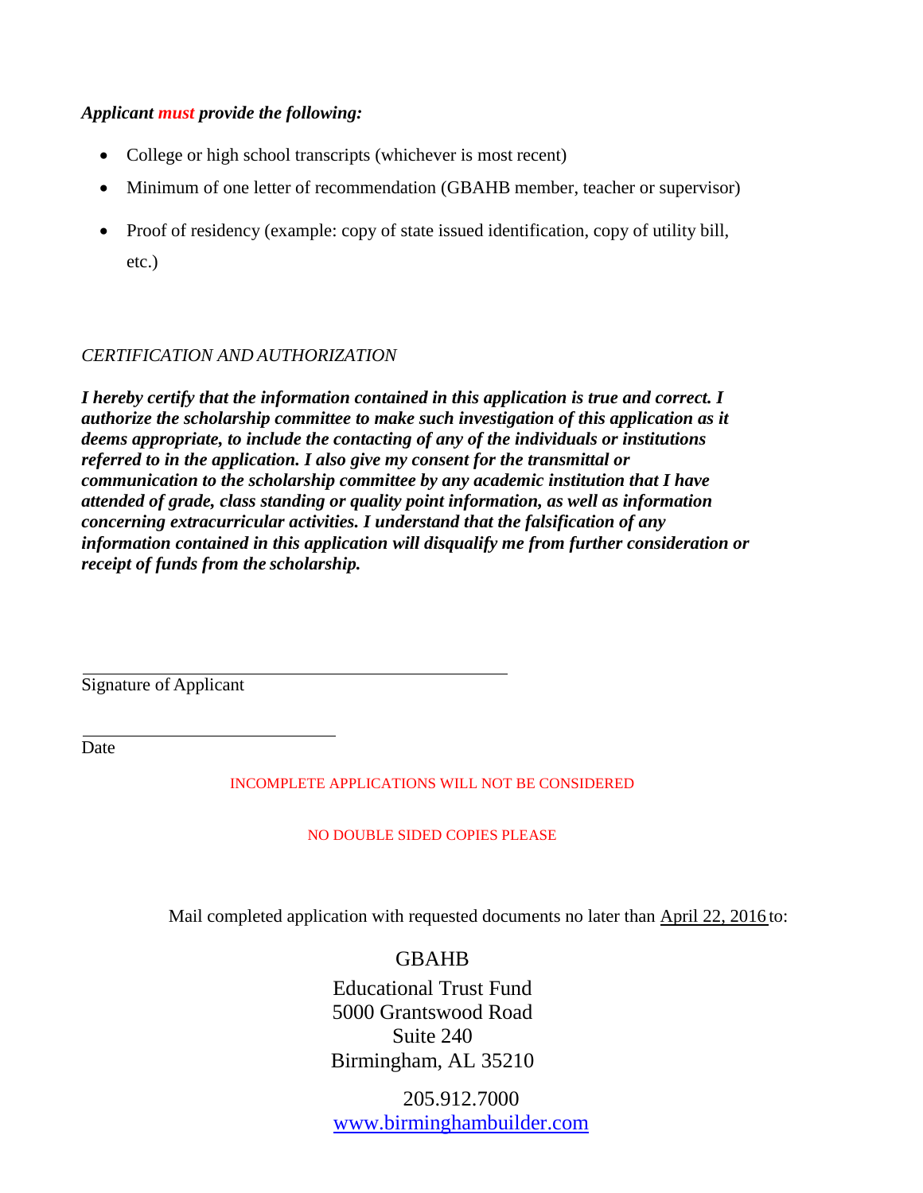***Applicant must provide the following:***

- College or high school transcripts (whichever is most recent)
- Minimum of one letter of recommendation (GBAHB member, teacher or supervisor)
- Proof of residency (example: copy of state issued identification, copy of utility bill, etc.)

*CERTIFICATION AND AUTHORIZATION*

***I hereby certify that the information contained in this application is true and correct. I authorize the scholarship committee to make such investigation of this application as it deems appropriate, to include the contacting of any of the individuals or institutions referred to in the application. I also give my consent for the transmittal or communication to the scholarship committee by any academic institution that I have attended of grade, class standing or quality point information, as well as information concerning extracurricular activities. I understand that the falsification of any information contained in this application will disqualify me from further consideration or receipt of funds from the scholarship.***

\_\_\_\_\_\_\_\_\_\_\_\_\_\_\_\_\_\_\_\_\_\_\_\_\_\_\_\_\_\_\_\_\_\_\_\_\_\_\_\_

Signature of Applicant

\_\_\_\_\_\_\_\_\_\_\_\_\_\_\_\_\_\_\_\_\_\_\_\_

Date

INCOMPLETE APPLICATIONS WILL NOT BE CONSIDERED

NO DOUBLE SIDED COPIES PLEASE

Mail completed application with requested documents no later than April 22, 2016 to:

GBAHB
Educational Trust Fund
5000 Grantswood Road
Suite 240
Birmingham, AL 35210

205.912.7000
www.birminghambuilder.com